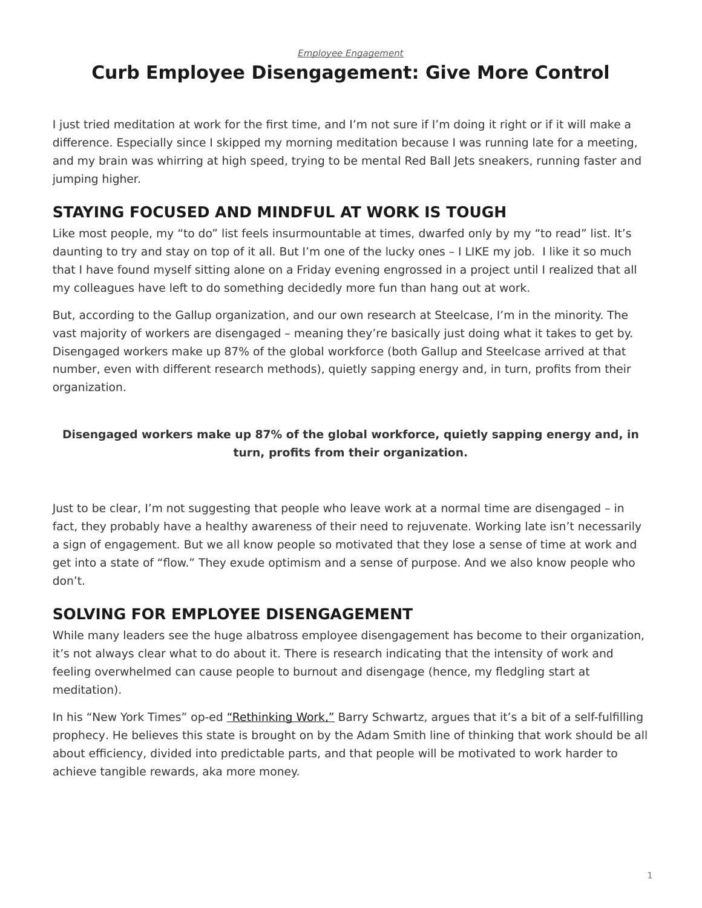*Employee Engagement*

# Curb Employee Disengagement: Give More Control

I just tried meditation at work for the first time, and I'm not sure if I'm doing it right or if it will make a difference. Especially since I skipped my morning meditation because I was running late for a meeting, and my brain was whirring at high speed, trying to be mental Red Ball Jets sneakers, running faster and jumping higher.

## STAYING FOCUSED AND MINDFUL AT WORK IS TOUGH

Like most people, my "to do" list feels insurmountable at times, dwarfed only by my "to read" list. It's daunting to try and stay on top of it all. But I'm one of the lucky ones – I LIKE my job. I like it so much that I have found myself sitting alone on a Friday evening engrossed in a project until I realized that all my colleagues have left to do something decidedly more fun than hang out at work.

But, according to the Gallup organization, and our own research at Steelcase, I'm in the minority. The vast majority of workers are disengaged – meaning they're basically just doing what it takes to get by. Disengaged workers make up 87% of the global workforce (both Gallup and Steelcase arrived at that number, even with different research methods), quietly sapping energy and, in turn, profits from their organization.

**Disengaged workers make up 87% of the global workforce, quietly sapping energy and, in turn, profits from their organization.**

Just to be clear, I'm not suggesting that people who leave work at a normal time are disengaged – in fact, they probably have a healthy awareness of their need to rejuvenate. Working late isn't necessarily a sign of engagement. But we all know people so motivated that they lose a sense of time at work and get into a state of "flow." They exude optimism and a sense of purpose. And we also know people who don't.

## SOLVING FOR EMPLOYEE DISENGAGEMENT

While many leaders see the huge albatross employee disengagement has become to their organization, it's not always clear what to do about it. There is research indicating that the intensity of work and feeling overwhelmed can cause people to burnout and disengage (hence, my fledgling start at meditation).

In his "New York Times" op-ed "Rethinking Work," Barry Schwartz, argues that it's a bit of a self-fulfilling prophecy. He believes this state is brought on by the Adam Smith line of thinking that work should be all about efficiency, divided into predictable parts, and that people will be motivated to work harder to achieve tangible rewards, aka more money.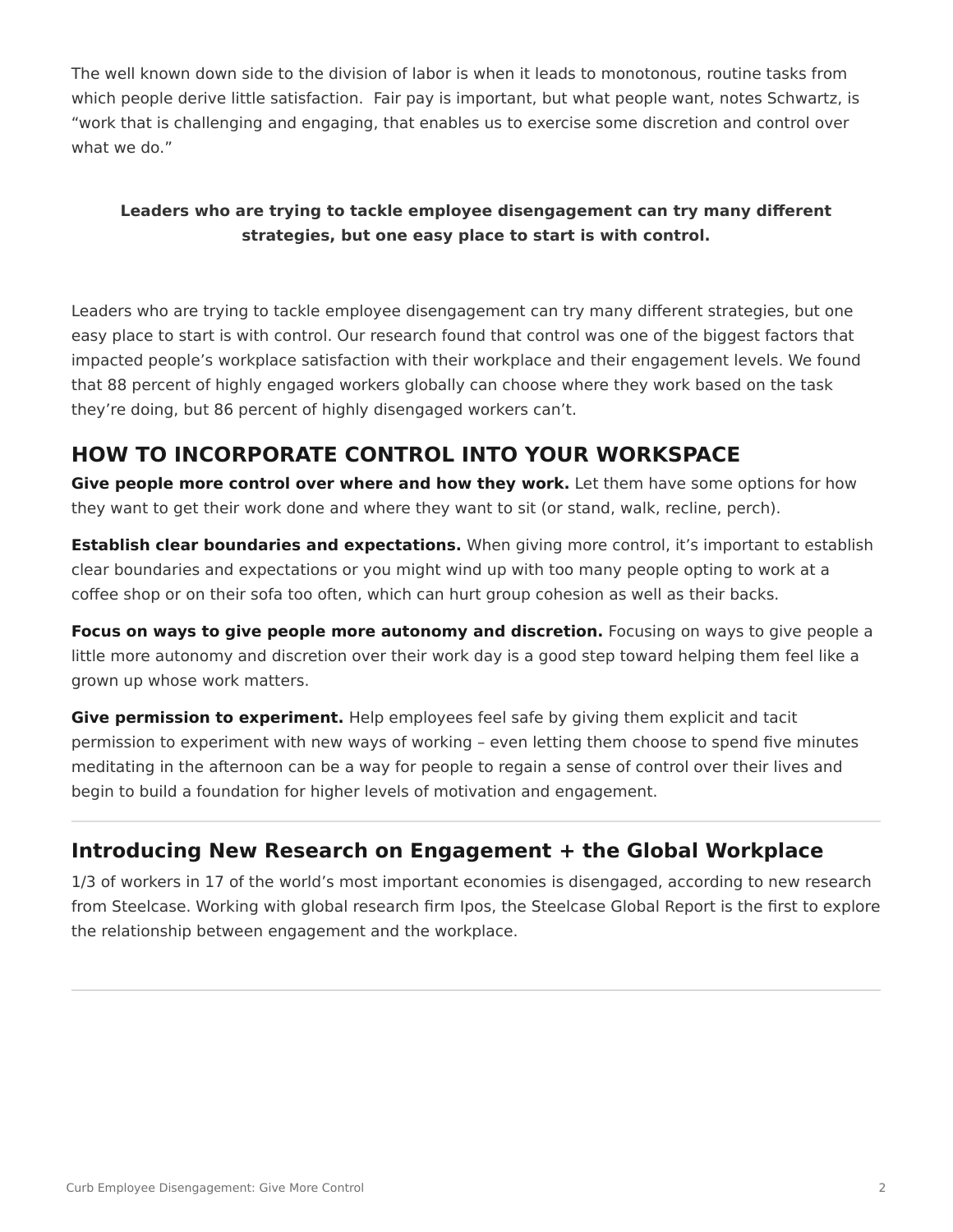The well known down side to the division of labor is when it leads to monotonous, routine tasks from which people derive little satisfaction.  Fair pay is important, but what people want, notes Schwartz, is "work that is challenging and engaging, that enables us to exercise some discretion and control over what we do."

**Leaders who are trying to tackle employee disengagement can try many different strategies, but one easy place to start is with control.**

Leaders who are trying to tackle employee disengagement can try many different strategies, but one easy place to start is with control. Our research found that control was one of the biggest factors that impacted people's workplace satisfaction with their workplace and their engagement levels. We found that 88 percent of highly engaged workers globally can choose where they work based on the task they're doing, but 86 percent of highly disengaged workers can't.

## HOW TO INCORPORATE CONTROL INTO YOUR WORKSPACE

**Give people more control over where and how they work.** Let them have some options for how they want to get their work done and where they want to sit (or stand, walk, recline, perch).

**Establish clear boundaries and expectations.** When giving more control, it's important to establish clear boundaries and expectations or you might wind up with too many people opting to work at a coffee shop or on their sofa too often, which can hurt group cohesion as well as their backs.

**Focus on ways to give people more autonomy and discretion.** Focusing on ways to give people a little more autonomy and discretion over their work day is a good step toward helping them feel like a grown up whose work matters.

**Give permission to experiment.** Help employees feel safe by giving them explicit and tacit permission to experiment with new ways of working – even letting them choose to spend five minutes meditating in the afternoon can be a way for people to regain a sense of control over their lives and begin to build a foundation for higher levels of motivation and engagement.

---

## Introducing New Research on Engagement + the Global Workplace

1/3 of workers in 17 of the world's most important economies is disengaged, according to new research from Steelcase. Working with global research firm Ipos, the Steelcase Global Report is the first to explore the relationship between engagement and the workplace.

---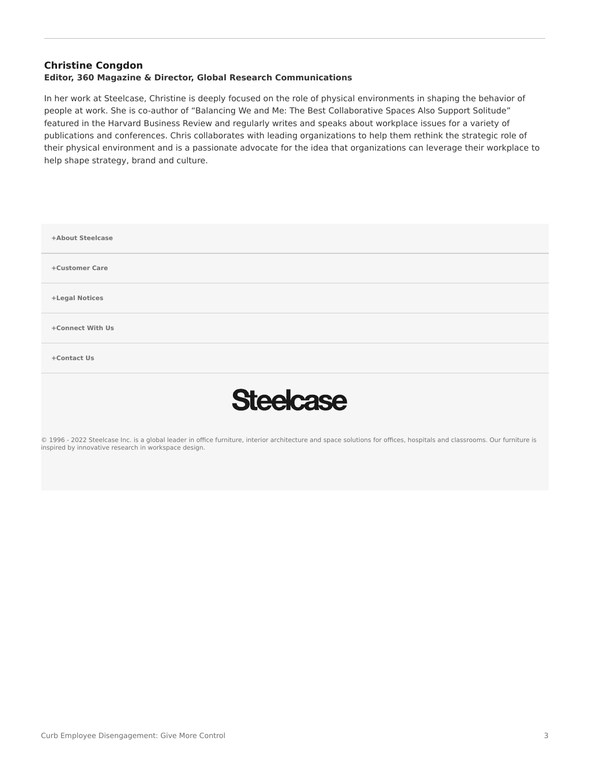---

**Christine Congdon**

**Editor, 360 Magazine & Director, Global Research Communications**

In her work at Steelcase, Christine is deeply focused on the role of physical environments in shaping the behavior of people at work. She is co-author of “Balancing We and Me: The Best Collaborative Spaces Also Support Solitude” featured in the Harvard Business Review and regularly writes and speaks about workplace issues for a variety of publications and conferences. Chris collaborates with leading organizations to help them rethink the strategic role of their physical environment and is a passionate advocate for the idea that organizations can leverage their workplace to help shape strategy, brand and culture.

**+About Steelcase**

**+Customer Care**

**+Legal Notices**

**+Connect With Us**

**+Contact Us**

Steelcase

© 1996 - 2022 Steelcase Inc. is a global leader in office furniture, interior architecture and space solutions for offices, hospitals and classrooms. Our furniture is inspired by innovative research in workspace design.